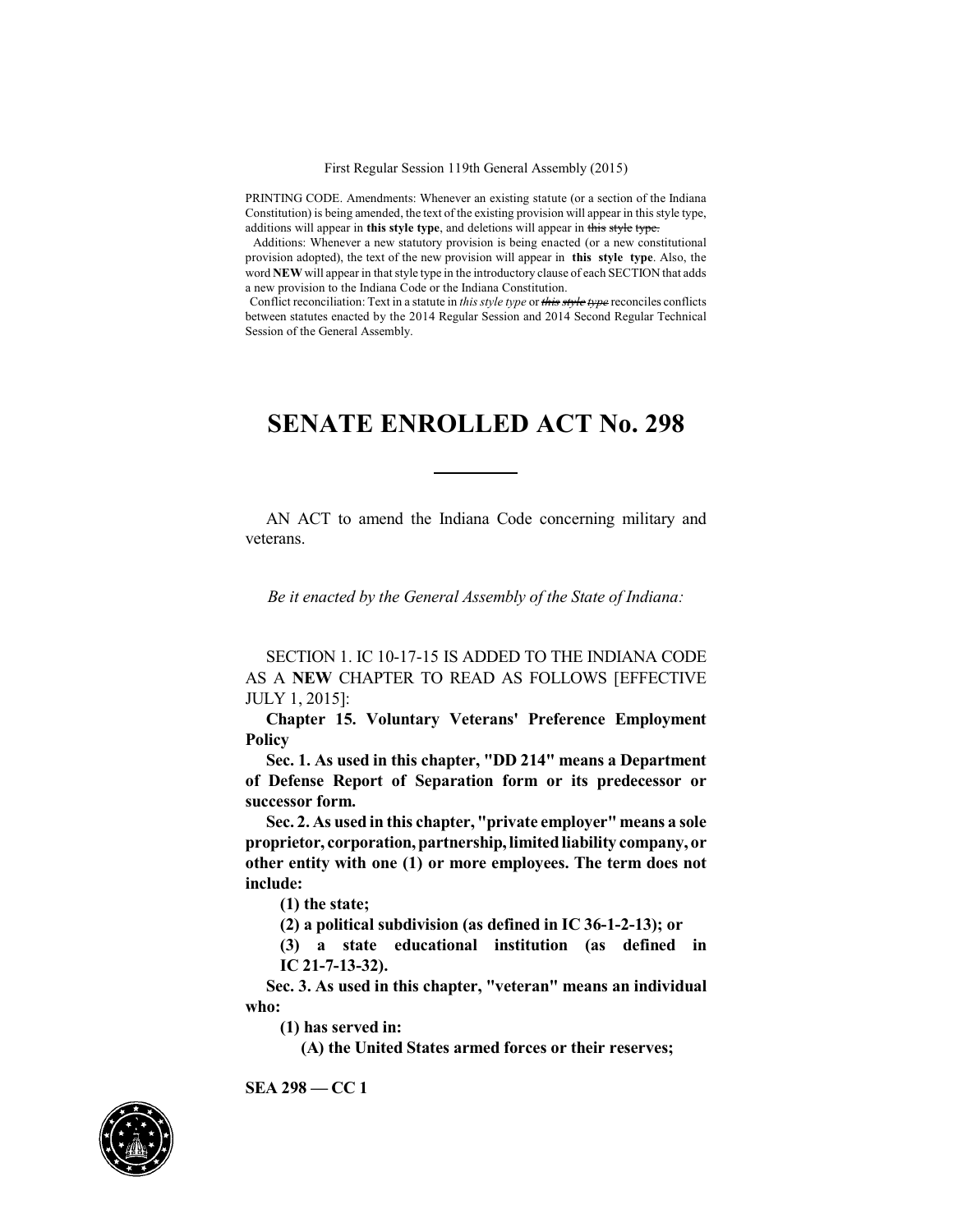First Regular Session 119th General Assembly (2015)

PRINTING CODE. Amendments: Whenever an existing statute (or a section of the Indiana Constitution) is being amended, the text of the existing provision will appear in this style type, additions will appear in **this style type**, and deletions will appear in ~~this style type.~~

Additions: Whenever a new statutory provision is being enacted (or a new constitutional provision adopted), the text of the new provision will appear in **this style type**. Also, the word **NEW** will appear in that style type in the introductory clause of each SECTION that adds a new provision to the Indiana Code or the Indiana Constitution.

Conflict reconciliation: Text in a statute in *this style type* or ~~*this style type*~~ reconciles conflicts between statutes enacted by the 2014 Regular Session and 2014 Second Regular Technical Session of the General Assembly.

# SENATE ENROLLED ACT No. 298

AN ACT to amend the Indiana Code concerning military and veterans.

*Be it enacted by the General Assembly of the State of Indiana:*

SECTION 1. IC 10-17-15 IS ADDED TO THE INDIANA CODE AS A **NEW** CHAPTER TO READ AS FOLLOWS [EFFECTIVE JULY 1, 2015]:

**Chapter 15. Voluntary Veterans' Preference Employment Policy**

**Sec. 1. As used in this chapter, "DD 214" means a Department of Defense Report of Separation form or its predecessor or successor form.**

**Sec. 2. As used in this chapter, "private employer" means a sole proprietor, corporation, partnership, limited liability company, or other entity with one (1) or more employees. The term does not include:**

**(1) the state;**

**(2) a political subdivision (as defined in IC 36-1-2-13); or**

**(3) a state educational institution (as defined in IC 21-7-13-32).**

**Sec. 3. As used in this chapter, "veteran" means an individual who:**

**(1) has served in:**

**(A) the United States armed forces or their reserves;**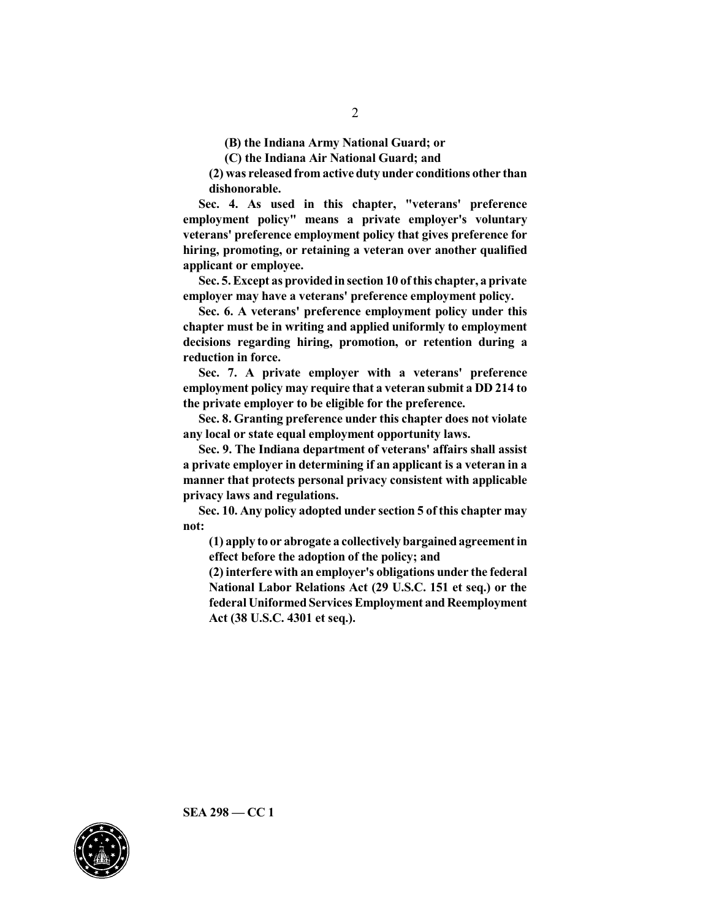**(B) the Indiana Army National Guard; or**

**(C) the Indiana Air National Guard; and**

**(2) was released from active duty under conditions other than dishonorable.**

**Sec. 4. As used in this chapter, "veterans' preference employment policy" means a private employer's voluntary veterans' preference employment policy that gives preference for hiring, promoting, or retaining a veteran over another qualified applicant or employee.**

**Sec. 5. Except as provided in section 10 of this chapter, a private employer may have a veterans' preference employment policy.**

**Sec. 6. A veterans' preference employment policy under this chapter must be in writing and applied uniformly to employment decisions regarding hiring, promotion, or retention during a reduction in force.**

**Sec. 7. A private employer with a veterans' preference employment policy may require that a veteran submit a DD 214 to the private employer to be eligible for the preference.**

**Sec. 8. Granting preference under this chapter does not violate any local or state equal employment opportunity laws.**

**Sec. 9. The Indiana department of veterans' affairs shall assist a private employer in determining if an applicant is a veteran in a manner that protects personal privacy consistent with applicable privacy laws and regulations.**

**Sec. 10. Any policy adopted under section 5 of this chapter may not:**

**(1) apply to or abrogate a collectively bargained agreement in effect before the adoption of the policy; and**

**(2) interfere with an employer's obligations under the federal National Labor Relations Act (29 U.S.C. 151 et seq.) or the federal Uniformed Services Employment and Reemployment Act (38 U.S.C. 4301 et seq.).**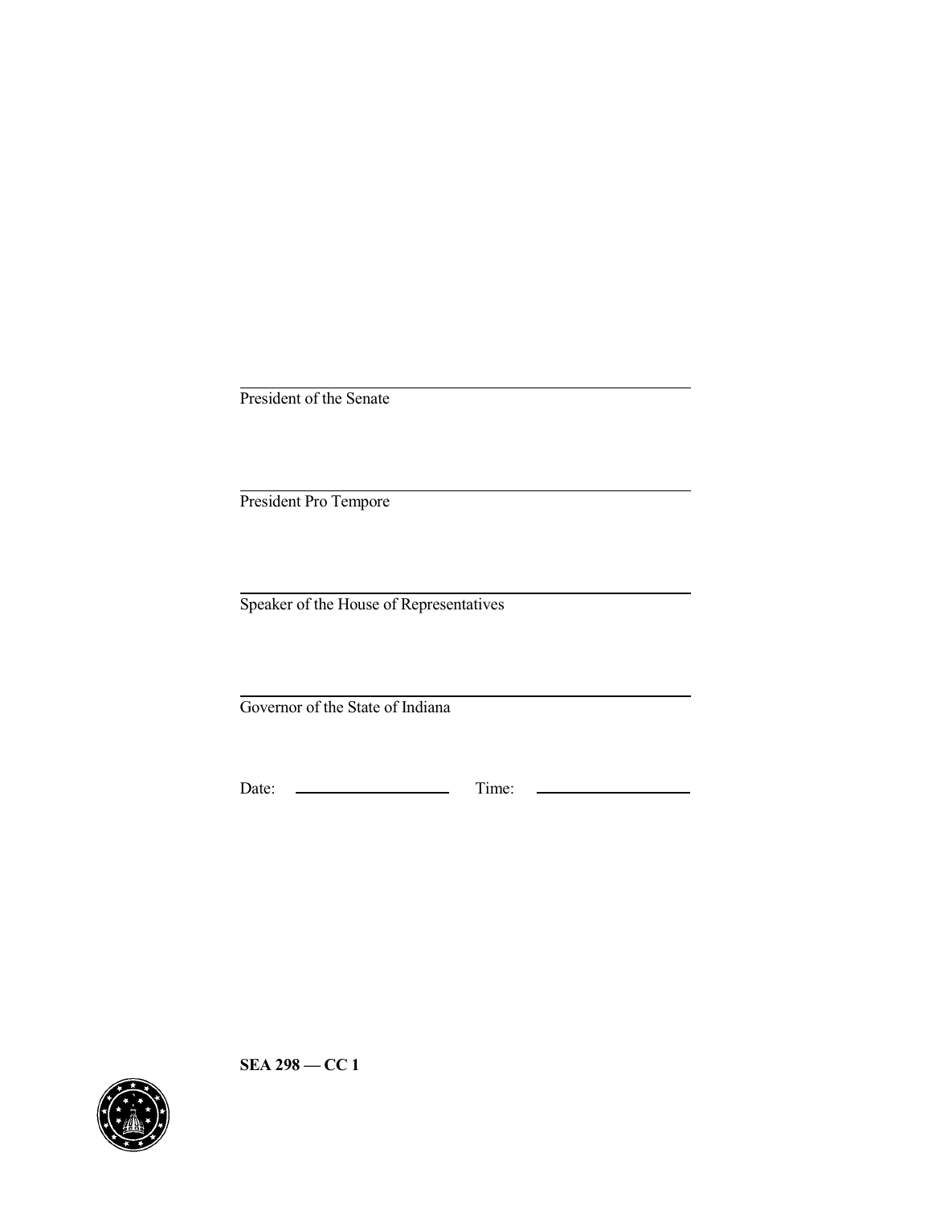\_\_\_\_\_\_\_\_\_\_\_\_\_\_\_\_\_\_\_\_\_\_\_\_\_\_\_\_\_\_\_\_\_\_\_\_\_\_\_\_\_\_\_\_

President of the Senate

\_\_\_\_\_\_\_\_\_\_\_\_\_\_\_\_\_\_\_\_\_\_\_\_\_\_\_\_\_\_\_\_\_\_\_\_\_\_\_\_\_\_\_\_

President Pro Tempore

\_\_\_\_\_\_\_\_\_\_\_\_\_\_\_\_\_\_\_\_\_\_\_\_\_\_\_\_\_\_\_\_\_\_\_\_\_\_\_\_\_\_\_\_

Speaker of the House of Representatives

\_\_\_\_\_\_\_\_\_\_\_\_\_\_\_\_\_\_\_\_\_\_\_\_\_\_\_\_\_\_\_\_\_\_\_\_\_\_\_\_\_\_\_\_

Governor of the State of Indiana

Date: \_\_\_\_\_\_\_\_\_\_\_\_\_\_\_\_ Time: \_\_\_\_\_\_\_\_\_\_\_\_\_\_\_\_

**SEA 298 — CC 1**